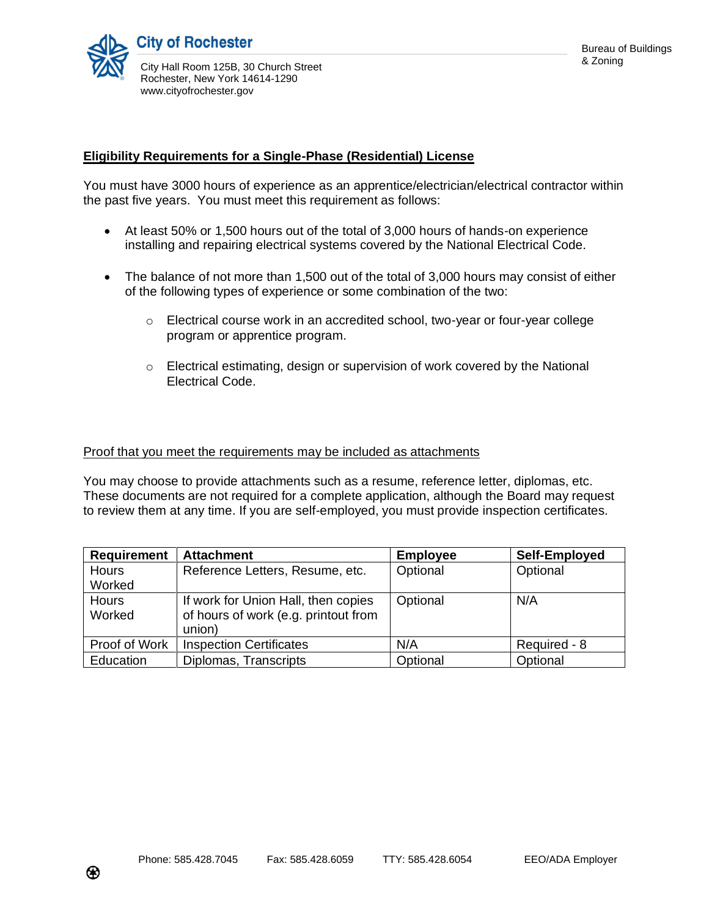City of Rochester

City Hall Room 125B, 30 Church Street
Rochester, New York 14614-1290
www.cityofrochester.gov

Bureau of Buildings & Zoning

## Eligibility Requirements for a Single-Phase (Residential) License

You must have 3000 hours of experience as an apprentice/electrician/electrical contractor within the past five years. You must meet this requirement as follows:

- At least 50% or 1,500 hours out of the total of 3,000 hours of hands-on experience installing and repairing electrical systems covered by the National Electrical Code.
- The balance of not more than 1,500 out of the total of 3,000 hours may consist of either of the following types of experience or some combination of the two:
    - Electrical course work in an accredited school, two-year or four-year college program or apprentice program.
    - Electrical estimating, design or supervision of work covered by the National Electrical Code.

Proof that you meet the requirements may be included as attachments

You may choose to provide attachments such as a resume, reference letter, diplomas, etc. These documents are not required for a complete application, although the Board may request to review them at any time. If you are self-employed, you must provide inspection certificates.

| Requirement | Attachment | Employee | Self-Employed |
|---|---|---|---|
| Hours Worked | Reference Letters, Resume, etc. | Optional | Optional |
| Hours Worked | If work for Union Hall, then copies of hours of work (e.g. printout from union) | Optional | N/A |
| Proof of Work | Inspection Certificates | N/A | Required - 8 |
| Education | Diplomas, Transcripts | Optional | Optional |

Phone: 585.428.7045 Fax: 585.428.6059 TTY: 585.428.6054 EEO/ADA Employer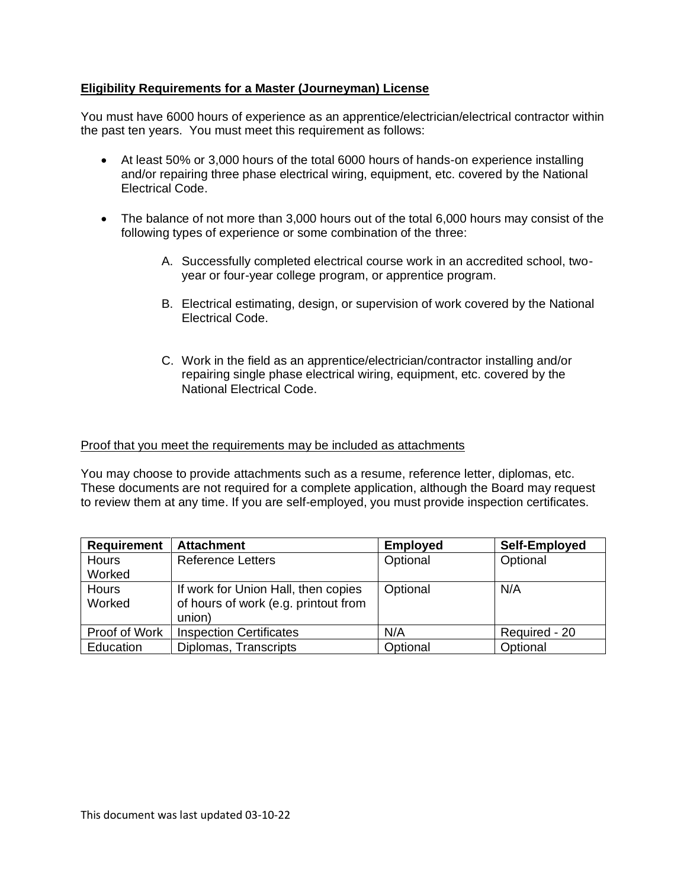## Eligibility Requirements for a Master (Journeyman) License

You must have 6000 hours of experience as an apprentice/electrician/electrical contractor within the past ten years. You must meet this requirement as follows:

- At least 50% or 3,000 hours of the total 6000 hours of hands-on experience installing and/or repairing three phase electrical wiring, equipment, etc. covered by the National Electrical Code.
- The balance of not more than 3,000 hours out of the total 6,000 hours may consist of the following types of experience or some combination of the three:

  A. Successfully completed electrical course work in an accredited school, two-year or four-year college program, or apprentice program.

  B. Electrical estimating, design, or supervision of work covered by the National Electrical Code.

  C. Work in the field as an apprentice/electrician/contractor installing and/or repairing single phase electrical wiring, equipment, etc. covered by the National Electrical Code.

Proof that you meet the requirements may be included as attachments

You may choose to provide attachments such as a resume, reference letter, diplomas, etc. These documents are not required for a complete application, although the Board may request to review them at any time. If you are self-employed, you must provide inspection certificates.

| Requirement | Attachment | Employed | Self-Employed |
|---|---|---|---|
| Hours Worked | Reference Letters | Optional | Optional |
| Hours Worked | If work for Union Hall, then copies of hours of work (e.g. printout from union) | Optional | N/A |
| Proof of Work | Inspection Certificates | N/A | Required - 20 |
| Education | Diplomas, Transcripts | Optional | Optional |

This document was last updated 03-10-22